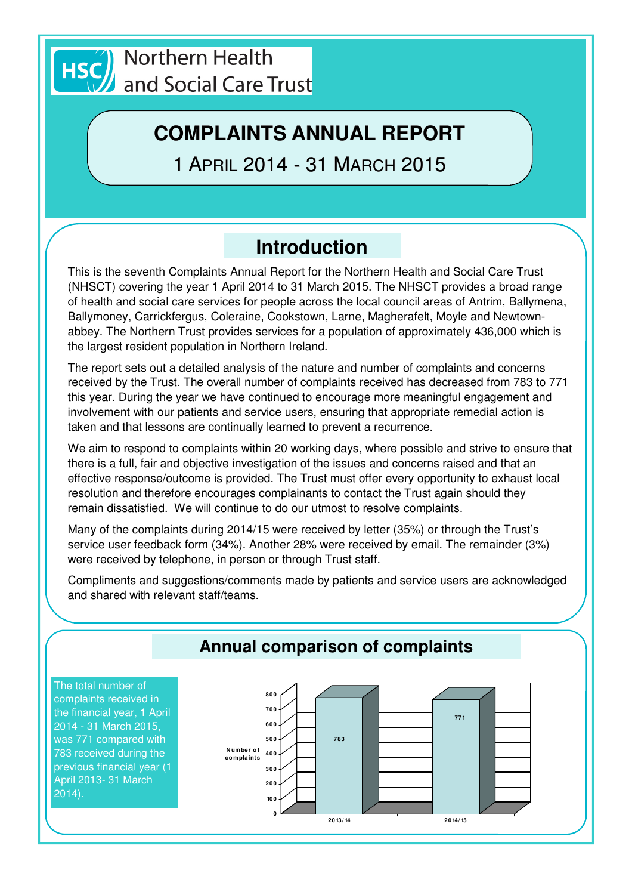Northern Health and Social Care Trust

# COMPLAINTS ANNUAL REPORT

1 APRIL 2014 - 31 MARCH 2015

## Introduction

This is the seventh Complaints Annual Report for the Northern Health and Social Care Trust (NHSCT) covering the year 1 April 2014 to 31 March 2015. The NHSCT provides a broad range of health and social care services for people across the local council areas of Antrim, Ballymena, Ballymoney, Carrickfergus, Coleraine, Cookstown, Larne, Magherafelt, Moyle and Newtownabbey. The Northern Trust provides services for a population of approximately 436,000 which is the largest resident population in Northern Ireland.

The report sets out a detailed analysis of the nature and number of complaints and concerns received by the Trust. The overall number of complaints received has decreased from 783 to 771 this year. During the year we have continued to encourage more meaningful engagement and involvement with our patients and service users, ensuring that appropriate remedial action is taken and that lessons are continually learned to prevent a recurrence.

We aim to respond to complaints within 20 working days, where possible and strive to ensure that there is a full, fair and objective investigation of the issues and concerns raised and that an effective response/outcome is provided. The Trust must offer every opportunity to exhaust local resolution and therefore encourages complainants to contact the Trust again should they remain dissatisfied. We will continue to do our utmost to resolve complaints.

Many of the complaints during 2014/15 were received by letter (35%) or through the Trust's service user feedback form (34%). Another 28% were received by email. The remainder (3%) were received by telephone, in person or through Trust staff.

Compliments and suggestions/comments made by patients and service users are acknowledged and shared with relevant staff/teams.

## Annual comparison of complaints

The total number of complaints received in the financial year, 1 April 2014 - 31 March 2015, was 771 compared with 783 received during the previous financial year (1 April 2013- 31 March 2014).

| Year | Number of complaints |
|---|---|
| 2013/14 | 783 |
| 2014/15 | 771 |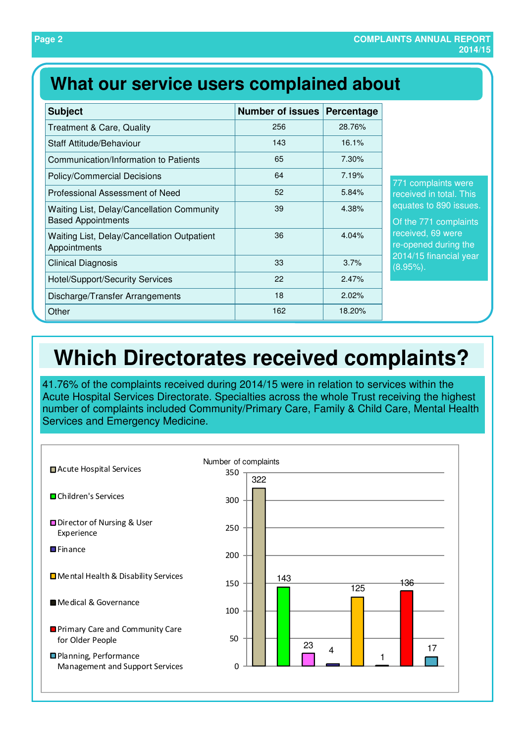## What our service users complained about

| Subject | Number of issues | Percentage |
|---|---|---|
| Treatment & Care, Quality | 256 | 28.76% |
| Staff Attitude/Behaviour | 143 | 16.1% |
| Communication/Information to Patients | 65 | 7.30% |
| Policy/Commercial Decisions | 64 | 7.19% |
| Professional Assessment of Need | 52 | 5.84% |
| Waiting List, Delay/Cancellation Community Based Appointments | 39 | 4.38% |
| Waiting List, Delay/Cancellation Outpatient Appointments | 36 | 4.04% |
| Clinical Diagnosis | 33 | 3.7% |
| Hotel/Support/Security Services | 22 | 2.47% |
| Discharge/Transfer Arrangements | 18 | 2.02% |
| Other | 162 | 18.20% |

771 complaints were received in total. This equates to 890 issues.

Of the 771 complaints received, 69 were re-opened during the 2014/15 financial year (8.95%).

## Which Directorates received complaints?

41.76% of the complaints received during 2014/15 were in relation to services within the Acute Hospital Services Directorate. Specialties across the whole Trust receiving the highest number of complaints included Community/Primary Care, Family & Child Care, Mental Health Services and Emergency Medicine.

| Directorate | Number of complaints |
|---|---|
| Acute Hospital Services | 322 |
| Children's Services | 143 |
| Director of Nursing & User Experience | 23 |
| Finance | 4 |
| Mental Health & Disability Services | 125 |
| Medical & Governance | 1 |
| Primary Care and Community Care for Older People | 136 |
| Planning, Performance Management and Support Services | 17 |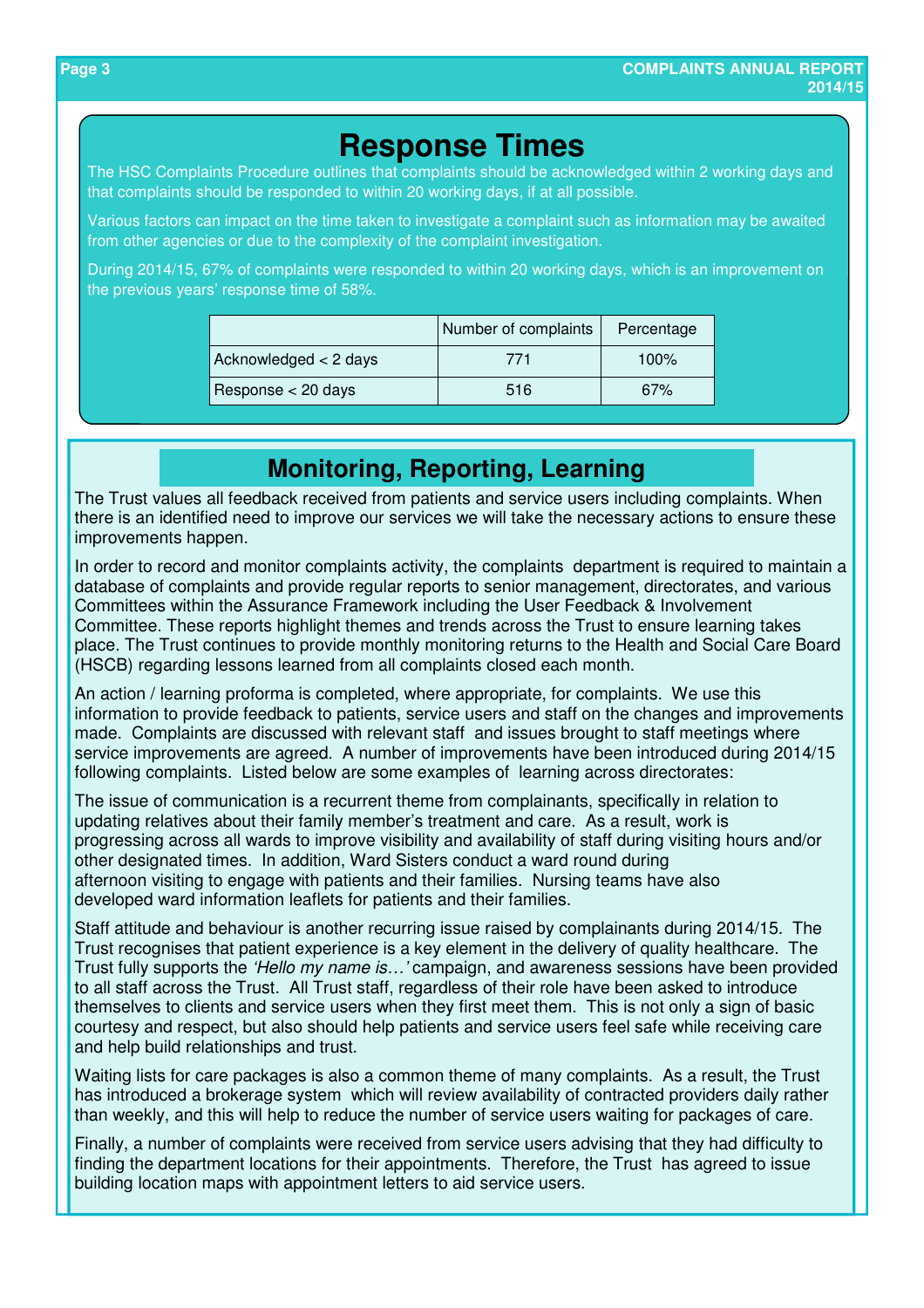## Response Times

The HSC Complaints Procedure outlines that complaints should be acknowledged within 2 working days and that complaints should be responded to within 20 working days, if at all possible.

Various factors can impact on the time taken to investigate a complaint such as information may be awaited from other agencies or due to the complexity of the complaint investigation.

During 2014/15, 67% of complaints were responded to within 20 working days, which is an improvement on the previous years' response time of 58%.

| | Number of complaints | Percentage |
|---|---|---|
| Acknowledged < 2 days | 771 | 100% |
| Response < 20 days | 516 | 67% |

## Monitoring, Reporting, Learning

The Trust values all feedback received from patients and service users including complaints. When there is an identified need to improve our services we will take the necessary actions to ensure these improvements happen.

In order to record and monitor complaints activity, the complaints department is required to maintain a database of complaints and provide regular reports to senior management, directorates, and various Committees within the Assurance Framework including the User Feedback & Involvement Committee. These reports highlight themes and trends across the Trust to ensure learning takes place. The Trust continues to provide monthly monitoring returns to the Health and Social Care Board (HSCB) regarding lessons learned from all complaints closed each month.

An action / learning proforma is completed, where appropriate, for complaints. We use this information to provide feedback to patients, service users and staff on the changes and improvements made. Complaints are discussed with relevant staff and issues brought to staff meetings where service improvements are agreed. A number of improvements have been introduced during 2014/15 following complaints. Listed below are some examples of learning across directorates:

The issue of communication is a recurrent theme from complainants, specifically in relation to updating relatives about their family member's treatment and care. As a result, work is progressing across all wards to improve visibility and availability of staff during visiting hours and/or other designated times. In addition, Ward Sisters conduct a ward round during afternoon visiting to engage with patients and their families. Nursing teams have also developed ward information leaflets for patients and their families.

Staff attitude and behaviour is another recurring issue raised by complainants during 2014/15. The Trust recognises that patient experience is a key element in the delivery of quality healthcare. The Trust fully supports the *'Hello my name is…'* campaign, and awareness sessions have been provided to all staff across the Trust. All Trust staff, regardless of their role have been asked to introduce themselves to clients and service users when they first meet them. This is not only a sign of basic courtesy and respect, but also should help patients and service users feel safe while receiving care and help build relationships and trust.

Waiting lists for care packages is also a common theme of many complaints. As a result, the Trust has introduced a brokerage system which will review availability of contracted providers daily rather than weekly, and this will help to reduce the number of service users waiting for packages of care.

Finally, a number of complaints were received from service users advising that they had difficulty to finding the department locations for their appointments. Therefore, the Trust has agreed to issue building location maps with appointment letters to aid service users.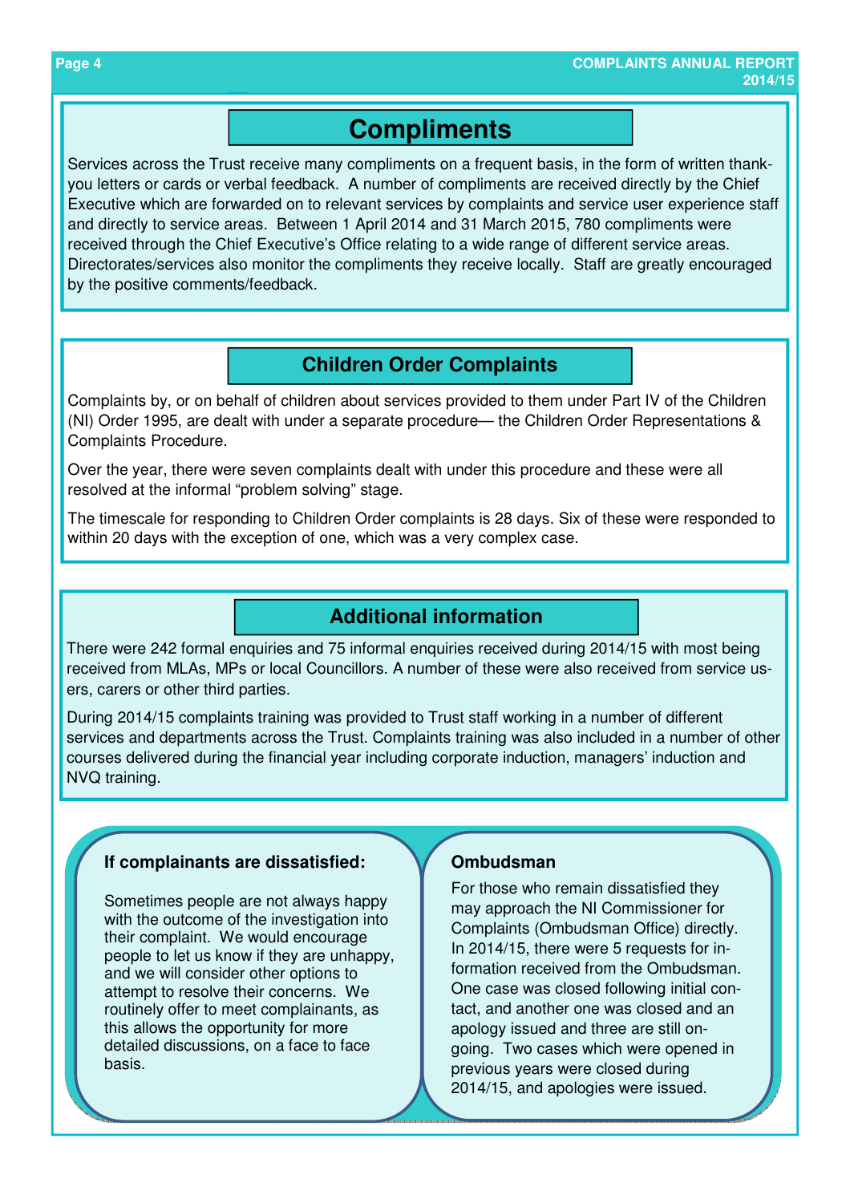## Compliments

Services across the Trust receive many compliments on a frequent basis, in the form of written thank-you letters or cards or verbal feedback. A number of compliments are received directly by the Chief Executive which are forwarded on to relevant services by complaints and service user experience staff and directly to service areas. Between 1 April 2014 and 31 March 2015, 780 compliments were received through the Chief Executive's Office relating to a wide range of different service areas. Directorates/services also monitor the compliments they receive locally. Staff are greatly encouraged by the positive comments/feedback.

## Children Order Complaints

Complaints by, or on behalf of children about services provided to them under Part IV of the Children (NI) Order 1995, are dealt with under a separate procedure— the Children Order Representations & Complaints Procedure.

Over the year, there were seven complaints dealt with under this procedure and these were all resolved at the informal "problem solving" stage.

The timescale for responding to Children Order complaints is 28 days. Six of these were responded to within 20 days with the exception of one, which was a very complex case.

## Additional information

There were 242 formal enquiries and 75 informal enquiries received during 2014/15 with most being received from MLAs, MPs or local Councillors. A number of these were also received from service users, carers or other third parties.

During 2014/15 complaints training was provided to Trust staff working in a number of different services and departments across the Trust. Complaints training was also included in a number of other courses delivered during the financial year including corporate induction, managers' induction and NVQ training.

### If complainants are dissatisfied:

Sometimes people are not always happy with the outcome of the investigation into their complaint. We would encourage people to let us know if they are unhappy, and we will consider other options to attempt to resolve their concerns. We routinely offer to meet complainants, as this allows the opportunity for more detailed discussions, on a face to face basis.

### Ombudsman

For those who remain dissatisfied they may approach the NI Commissioner for Complaints (Ombudsman Office) directly. In 2014/15, there were 5 requests for information received from the Ombudsman. One case was closed following initial contact, and another one was closed and an apology issued and three are still on-going. Two cases which were opened in previous years were closed during 2014/15, and apologies were issued.